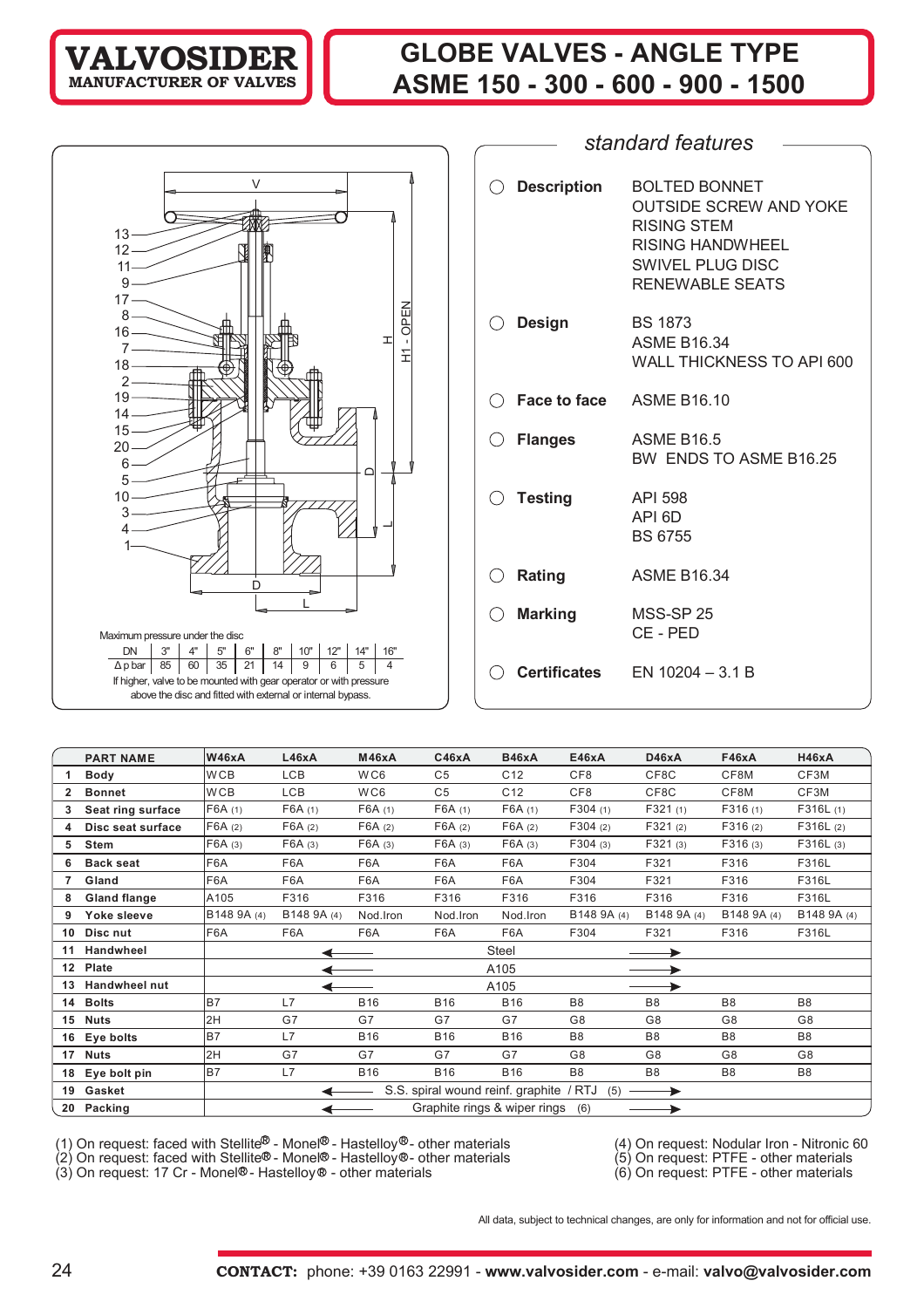**VALVOSIDER**
**MANUFACTURER OF VALVES**

# GLOBE VALVES - ANGLE TYPE
# ASME 150 - 300 - 600 - 900 - 1500

Maximum pressure under the disc

| DN | 3" | 4" | 5" | 6" | 8" | 10" | 12" | 14" | 16" |
|---|---|---|---|---|---|---|---|---|---|
| Δ p bar | 85 | 60 | 35 | 21 | 14 | 9 | 6 | 5 | 4 |

If higher, valve to be mounted with gear operator or with pressure above the disc and fitted with external or internal bypass.

## *standard features*

- **Description**: BOLTED BONNET; OUTSIDE SCREW AND YOKE; RISING STEM; RISING HANDWHEEL; SWIVEL PLUG DISC; RENEWABLE SEATS
- **Design**: BS 1873; ASME B16.34; WALL THICKNESS TO API 600
- **Face to face**: ASME B16.10
- **Flanges**: ASME B16.5; BW ENDS TO ASME B16.25
- **Testing**: API 598; API 6D; BS 6755
- **Rating**: ASME B16.34
- **Marking**: MSS-SP 25; CE - PED
- **Certificates**: EN 10204 – 3.1 B

| | PART NAME | W46xA | L46xA | M46xA | C46xA | B46xA | E46xA | D46xA | F46xA | H46xA |
|---|---|---|---|---|---|---|---|---|---|---|
| 1 | Body | WCB | LCB | WC6 | C5 | C12 | CF8 | CF8C | CF8M | CF3M |
| 2 | Bonnet | WCB | LCB | WC6 | C5 | C12 | CF8 | CF8C | CF8M | CF3M |
| 3 | Seat ring surface | F6A (1) | F6A (1) | F6A (1) | F6A (1) | F6A (1) | F304 (1) | F321 (1) | F316 (1) | F316L (1) |
| 4 | Disc seat surface | F6A (2) | F6A (2) | F6A (2) | F6A (2) | F6A (2) | F304 (2) | F321 (2) | F316 (2) | F316L (2) |
| 5 | Stem | F6A (3) | F6A (3) | F6A (3) | F6A (3) | F6A (3) | F304 (3) | F321 (3) | F316 (3) | F316L (3) |
| 6 | Back seat | F6A | F6A | F6A | F6A | F6A | F304 | F321 | F316 | F316L |
| 7 | Gland | F6A | F6A | F6A | F6A | F6A | F304 | F321 | F316 | F316L |
| 8 | Gland flange | A105 | F316 | F316 | F316 | F316 | F316 | F316 | F316 | F316L |
| 9 | Yoke sleeve | B148 9A (4) | B148 9A (4) | Nod.Iron | Nod.Iron | Nod.Iron | B148 9A (4) | B148 9A (4) | B148 9A (4) | B148 9A (4) |
| 10 | Disc nut | F6A | F6A | F6A | F6A | F6A | F304 | F321 | F316 | F316L |
| 11 | Handwheel | ← Steel → | | | | | | | | |
| 12 | Plate | ← A105 → | | | | | | | | |
| 13 | Handwheel nut | ← A105 → | | | | | | | | |
| 14 | Bolts | B7 | L7 | B16 | B16 | B16 | B8 | B8 | B8 | B8 |
| 15 | Nuts | 2H | G7 | G7 | G7 | G7 | G8 | G8 | G8 | G8 |
| 16 | Eye bolts | B7 | L7 | B16 | B16 | B16 | B8 | B8 | B8 | B8 |
| 17 | Nuts | 2H | G7 | G7 | G7 | G7 | G8 | G8 | G8 | G8 |
| 18 | Eye bolt pin | B7 | L7 | B16 | B16 | B16 | B8 | B8 | B8 | B8 |
| 19 | Gasket | ← S.S. spiral wound reinf. graphite / RTJ (5) → | | | | | | | | |
| 20 | Packing | ← Graphite rings & wiper rings (6) → | | | | | | | | |

(1) On request: faced with Stellite® - Monel® - Hastelloy® - other materials
(2) On request: faced with Stellite® - Monel® - Hastelloy® - other materials
(3) On request: 17 Cr - Monel® - Hastelloy® - other materials
(4) On request: Nodular Iron - Nitronic 60
(5) On request: PTFE - other materials
(6) On request: PTFE - other materials

All data, subject to technical changes, are only for information and not for official use.

**CONTACT:** phone: +39 0163 22991 - **www.valvosider.com** - e-mail: **valvo@valvosider.com**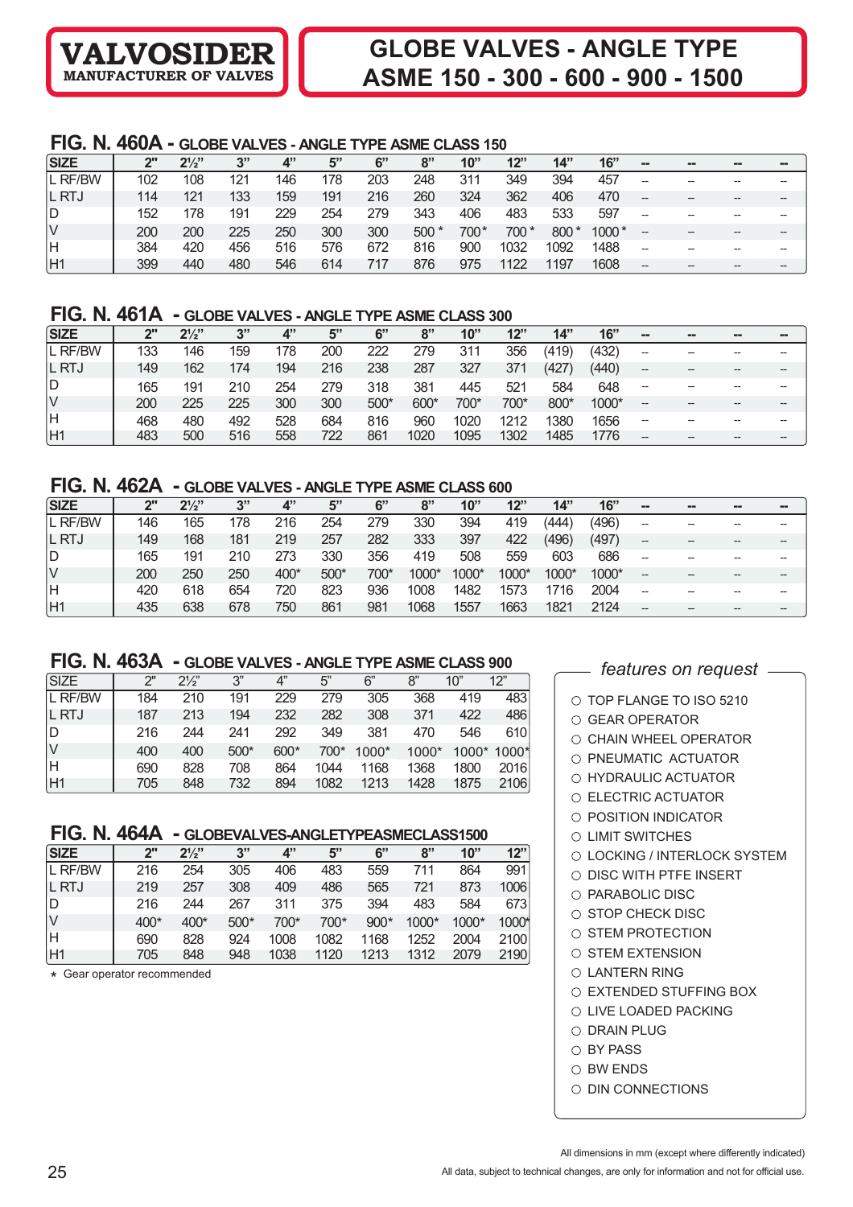# VALVOSIDER
MANUFACTURER OF VALVES

# GLOBE VALVES - ANGLE TYPE ASME 150 - 300 - 600 - 900 - 1500

## FIG. N. 460A - GLOBE VALVES - ANGLE TYPE ASME CLASS 150

| SIZE | 2" | 2½" | 3" | 4" | 5" | 6" | 8" | 10" | 12" | 14" | 16" | -- | -- | -- | -- |
|---|---|---|---|---|---|---|---|---|---|---|---|---|---|---|---|
| L RF/BW | 102 | 108 | 121 | 146 | 178 | 203 | 248 | 311 | 349 | 394 | 457 | -- | -- | -- | -- |
| L RTJ | 114 | 121 | 133 | 159 | 191 | 216 | 260 | 324 | 362 | 406 | 470 | -- | -- | -- | -- |
| D | 152 | 178 | 191 | 229 | 254 | 279 | 343 | 406 | 483 | 533 | 597 | -- | -- | -- | -- |
| V | 200 | 200 | 225 | 250 | 300 | 300 | 500 * | 700* | 700 * | 800 * | 1000 * | -- | -- | -- | -- |
| H | 384 | 420 | 456 | 516 | 576 | 672 | 816 | 900 | 1032 | 1092 | 1488 | -- | -- | -- | -- |
| H1 | 399 | 440 | 480 | 546 | 614 | 717 | 876 | 975 | 1122 | 1197 | 1608 | -- | -- | -- | -- |

## FIG. N. 461A - GLOBE VALVES - ANGLE TYPE ASME CLASS 300

| SIZE | 2" | 2½" | 3" | 4" | 5" | 6" | 8" | 10" | 12" | 14" | 16" | -- | -- | -- | -- |
|---|---|---|---|---|---|---|---|---|---|---|---|---|---|---|---|
| L RF/BW | 133 | 146 | 159 | 178 | 200 | 222 | 279 | 311 | 356 | (419) | (432) | -- | -- | -- | -- |
| L RTJ | 149 | 162 | 174 | 194 | 216 | 238 | 287 | 327 | 371 | (427) | (440) | -- | -- | -- | -- |
| D | 165 | 191 | 210 | 254 | 279 | 318 | 381 | 445 | 521 | 584 | 648 | -- | -- | -- | -- |
| V | 200 | 225 | 225 | 300 | 300 | 500* | 600* | 700* | 700* | 800* | 1000* | -- | -- | -- | -- |
| H | 468 | 480 | 492 | 528 | 684 | 816 | 960 | 1020 | 1212 | 1380 | 1656 | -- | -- | -- | -- |
| H1 | 483 | 500 | 516 | 558 | 722 | 861 | 1020 | 1095 | 1302 | 1485 | 1776 | -- | -- | -- | -- |

## FIG. N. 462A - GLOBE VALVES - ANGLE TYPE ASME CLASS 600

| SIZE | 2" | 2½" | 3" | 4" | 5" | 6" | 8" | 10" | 12" | 14" | 16" | -- | -- | -- | -- |
|---|---|---|---|---|---|---|---|---|---|---|---|---|---|---|---|
| L RF/BW | 146 | 165 | 178 | 216 | 254 | 279 | 330 | 394 | 419 | (444) | (496) | -- | -- | -- | -- |
| L RTJ | 149 | 168 | 181 | 219 | 257 | 282 | 333 | 397 | 422 | (496) | (497) | -- | -- | -- | -- |
| D | 165 | 191 | 210 | 273 | 330 | 356 | 419 | 508 | 559 | 603 | 686 | -- | -- | -- | -- |
| V | 200 | 250 | 250 | 400* | 500* | 700* | 1000* | 1000* | 1000* | 1000* | 1000* | -- | -- | -- | -- |
| H | 420 | 618 | 654 | 720 | 823 | 936 | 1008 | 1482 | 1573 | 1716 | 2004 | -- | -- | -- | -- |
| H1 | 435 | 638 | 678 | 750 | 861 | 981 | 1068 | 1557 | 1663 | 1821 | 2124 | -- | -- | -- | -- |

## FIG. N. 463A - GLOBE VALVES - ANGLE TYPE ASME CLASS 900

| SIZE | 2" | 2½" | 3" | 4" | 5" | 6" | 8" | 10" | 12" |
|---|---|---|---|---|---|---|---|---|---|
| L RF/BW | 184 | 210 | 191 | 229 | 279 | 305 | 368 | 419 | 483 |
| L RTJ | 187 | 213 | 194 | 232 | 282 | 308 | 371 | 422 | 486 |
| D | 216 | 244 | 241 | 292 | 349 | 381 | 470 | 546 | 610 |
| V | 400 | 400 | 500* | 600* | 700* | 1000* | 1000* | 1000* | 1000* |
| H | 690 | 828 | 708 | 864 | 1044 | 1168 | 1368 | 1800 | 2016 |
| H1 | 705 | 848 | 732 | 894 | 1082 | 1213 | 1428 | 1875 | 2106 |

## FIG. N. 464A - GLOBEVALVES-ANGLETYPEASMECLASS1500

| SIZE | 2" | 2½" | 3" | 4" | 5" | 6" | 8" | 10" | 12" |
|---|---|---|---|---|---|---|---|---|---|
| L RF/BW | 216 | 254 | 305 | 406 | 483 | 559 | 711 | 864 | 991 |
| L RTJ | 219 | 257 | 308 | 409 | 486 | 565 | 721 | 873 | 1006 |
| D | 216 | 244 | 267 | 311 | 375 | 394 | 483 | 584 | 673 |
| V | 400* | 400* | 500* | 700* | 700* | 900* | 1000* | 1000* | 1000* |
| H | 690 | 828 | 924 | 1008 | 1082 | 1168 | 1252 | 2004 | 2100 |
| H1 | 705 | 848 | 948 | 1038 | 1120 | 1213 | 1312 | 2079 | 2190 |

* Gear operator recommended

### *features on request*

- TOP FLANGE TO ISO 5210
- GEAR OPERATOR
- CHAIN WHEEL OPERATOR
- PNEUMATIC ACTUATOR
- HYDRAULIC ACTUATOR
- ELECTRIC ACTUATOR
- POSITION INDICATOR
- LIMIT SWITCHES
- LOCKING / INTERLOCK SYSTEM
- DISC WITH PTFE INSERT
- PARABOLIC DISC
- STOP CHECK DISC
- STEM PROTECTION
- STEM EXTENSION
- LANTERN RING
- EXTENDED STUFFING BOX
- LIVE LOADED PACKING
- DRAIN PLUG
- BY PASS
- BW ENDS
- DIN CONNECTIONS

All dimensions in mm (except where differently indicated)

All data, subject to technical changes, are only for information and not for official use.